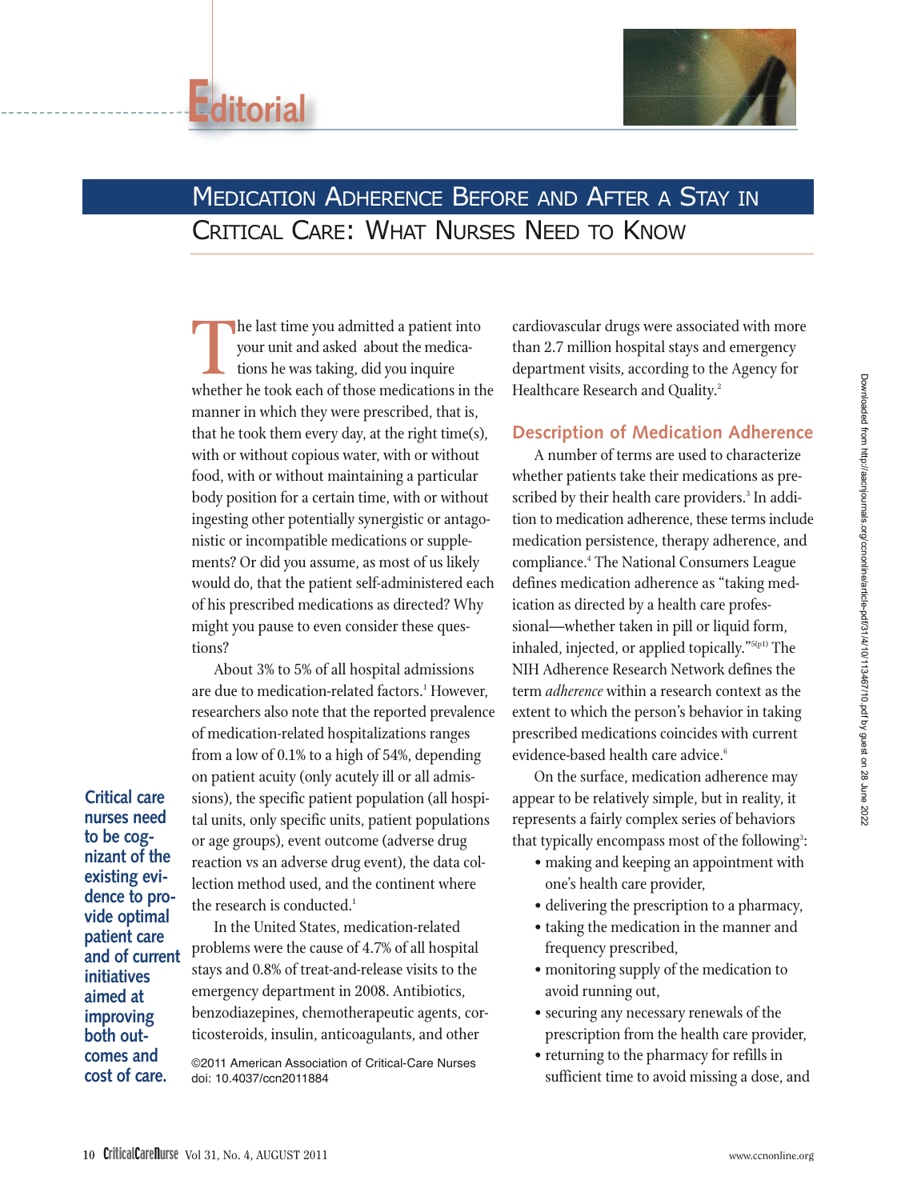# Editorial

## Medication Adherence Before and After a Stay in Critical Care: What Nurses Need to Know

The last time you admitted a patient into your unit and asked about the medications he was taking, did you inquire whether he took each of those medications in the manner in which they were prescribed, that is, that he took them every day, at the right time(s), with or without copious water, with or without food, with or without maintaining a particular body position for a certain time, with or without ingesting other potentially synergistic or antagonistic or incompatible medications or supplements? Or did you assume, as most of us likely would do, that the patient self-administered each of his prescribed medications as directed? Why might you pause to even consider these questions?

About 3% to 5% of all hospital admissions are due to medication-related factors.[1] However, researchers also note that the reported prevalence of medication-related hospitalizations ranges from a low of 0.1% to a high of 54%, depending on patient acuity (only acutely ill or all admissions), the specific patient population (all hospital units, only specific units, patient populations or age groups), event outcome (adverse drug reaction vs an adverse drug event), the data collection method used, and the continent where the research is conducted.[1]

**Critical care nurses need to be cognizant of the existing evidence to provide optimal patient care and of current initiatives aimed at improving both outcomes and cost of care.**

In the United States, medication-related problems were the cause of 4.7% of all hospital stays and 0.8% of treat-and-release visits to the emergency department in 2008. Antibiotics, benzodiazepines, chemotherapeutic agents, corticosteroids, insulin, anticoagulants, and other cardiovascular drugs were associated with more than 2.7 million hospital stays and emergency department visits, according to the Agency for Healthcare Research and Quality.[2]

©2011 American Association of Critical-Care Nurses
doi: 10.4037/ccn2011884

### Description of Medication Adherence

A number of terms are used to characterize whether patients take their medications as prescribed by their health care providers.[3] In addition to medication adherence, these terms include medication persistence, therapy adherence, and compliance.[4] The National Consumers League defines medication adherence as "taking medication as directed by a health care professional—whether taken in pill or liquid form, inhaled, injected, or applied topically."[5(p1)] The NIH Adherence Research Network defines the term *adherence* within a research context as the extent to which the person's behavior in taking prescribed medications coincides with current evidence-based health care advice.[6]

On the surface, medication adherence may appear to be relatively simple, but in reality, it represents a fairly complex series of behaviors that typically encompass most of the following[3]:

- making and keeping an appointment with one's health care provider,
- delivering the prescription to a pharmacy,
- taking the medication in the manner and frequency prescribed,
- monitoring supply of the medication to avoid running out,
- securing any necessary renewals of the prescription from the health care provider,
- returning to the pharmacy for refills in sufficient time to avoid missing a dose, and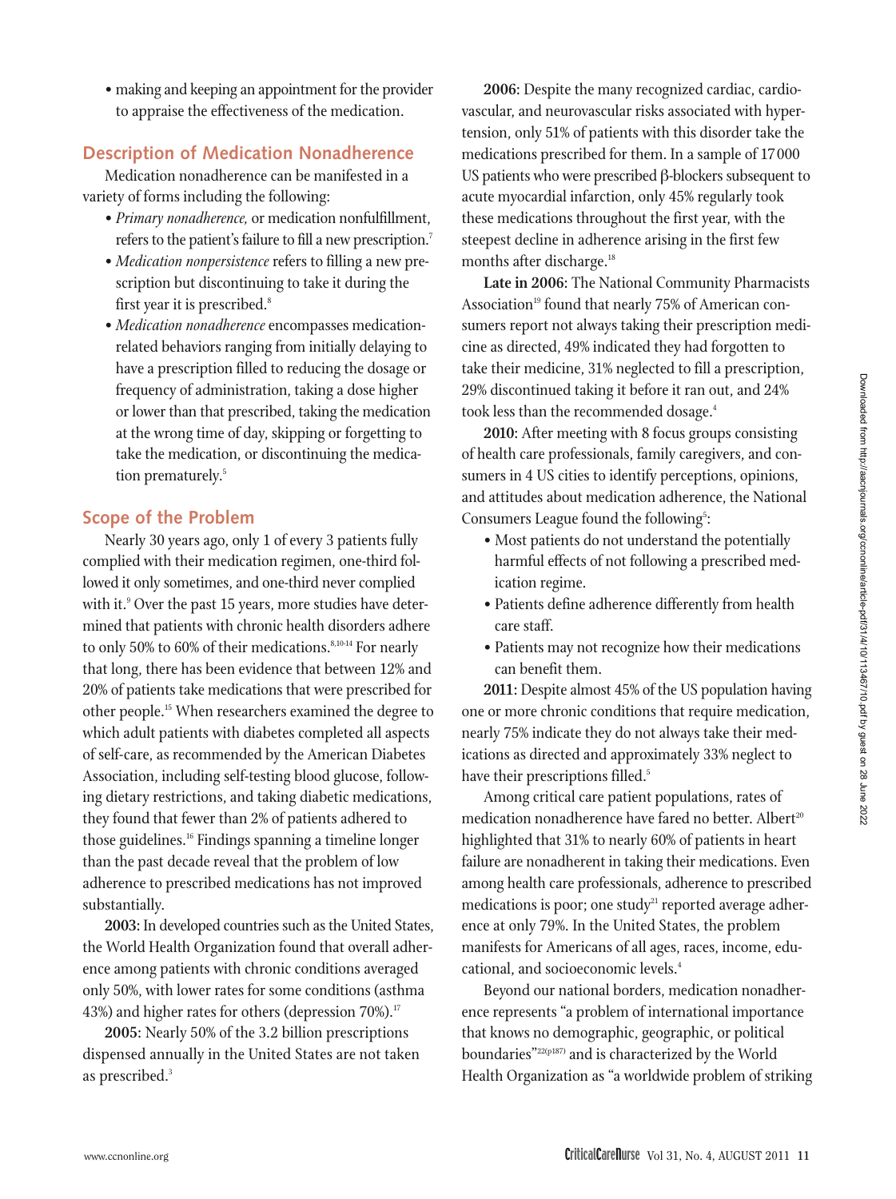- making and keeping an appointment for the provider to appraise the effectiveness of the medication.

## Description of Medication Nonadherence

Medication nonadherence can be manifested in a variety of forms including the following:

- *Primary nonadherence*, or medication nonfulfillment, refers to the patient's failure to fill a new prescription.[7]
- *Medication nonpersistence* refers to filling a new prescription but discontinuing to take it during the first year it is prescribed.[8]
- *Medication nonadherence* encompasses medication-related behaviors ranging from initially delaying to have a prescription filled to reducing the dosage or frequency of administration, taking a dose higher or lower than that prescribed, taking the medication at the wrong time of day, skipping or forgetting to take the medication, or discontinuing the medication prematurely.[5]

## Scope of the Problem

Nearly 30 years ago, only 1 of every 3 patients fully complied with their medication regimen, one-third followed it only sometimes, and one-third never complied with it.[9] Over the past 15 years, more studies have determined that patients with chronic health disorders adhere to only 50% to 60% of their medications.[8,10-14] For nearly that long, there has been evidence that between 12% and 20% of patients take medications that were prescribed for other people.[15] When researchers examined the degree to which adult patients with diabetes completed all aspects of self-care, as recommended by the American Diabetes Association, including self-testing blood glucose, following dietary restrictions, and taking diabetic medications, they found that fewer than 2% of patients adhered to those guidelines.[16] Findings spanning a timeline longer than the past decade reveal that the problem of low adherence to prescribed medications has not improved substantially.

**2003**: In developed countries such as the United States, the World Health Organization found that overall adherence among patients with chronic conditions averaged only 50%, with lower rates for some conditions (asthma 43%) and higher rates for others (depression 70%).[17]

**2005**: Nearly 50% of the 3.2 billion prescriptions dispensed annually in the United States are not taken as prescribed.[3]

**2006**: Despite the many recognized cardiac, cardiovascular, and neurovascular risks associated with hypertension, only 51% of patients with this disorder take the medications prescribed for them. In a sample of 17 000 US patients who were prescribed β-blockers subsequent to acute myocardial infarction, only 45% regularly took these medications throughout the first year, with the steepest decline in adherence arising in the first few months after discharge.[18]

**Late in 2006**: The National Community Pharmacists Association[19] found that nearly 75% of American consumers report not always taking their prescription medicine as directed, 49% indicated they had forgotten to take their medicine, 31% neglected to fill a prescription, 29% discontinued taking it before it ran out, and 24% took less than the recommended dosage.[4]

**2010**: After meeting with 8 focus groups consisting of health care professionals, family caregivers, and consumers in 4 US cities to identify perceptions, opinions, and attitudes about medication adherence, the National Consumers League found the following[5]:

- Most patients do not understand the potentially harmful effects of not following a prescribed medication regime.
- Patients define adherence differently from health care staff.
- Patients may not recognize how their medications can benefit them.

**2011**: Despite almost 45% of the US population having one or more chronic conditions that require medication, nearly 75% indicate they do not always take their medications as directed and approximately 33% neglect to have their prescriptions filled.[5]

Among critical care patient populations, rates of medication nonadherence have fared no better. Albert[20] highlighted that 31% to nearly 60% of patients in heart failure are nonadherent in taking their medications. Even among health care professionals, adherence to prescribed medications is poor; one study[21] reported average adherence at only 79%. In the United States, the problem manifests for Americans of all ages, races, income, educational, and socioeconomic levels.[4]

Beyond our national borders, medication nonadherence represents "a problem of international importance that knows no demographic, geographic, or political boundaries"[22(p187)] and is characterized by the World Health Organization as "a worldwide problem of striking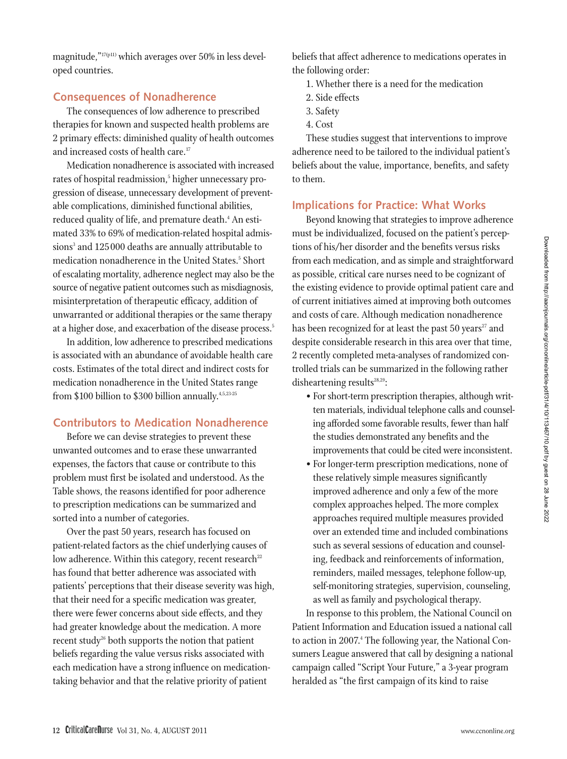magnitude,"[17(p11)] which averages over 50% in less developed countries.

## Consequences of Nonadherence

The consequences of low adherence to prescribed therapies for known and suspected health problems are 2 primary effects: diminished quality of health outcomes and increased costs of health care.[17]

Medication nonadherence is associated with increased rates of hospital readmission,[5] higher unnecessary progression of disease, unnecessary development of preventable complications, diminished functional abilities, reduced quality of life, and premature death.[4] An estimated 33% to 69% of medication-related hospital admissions[3] and 125 000 deaths are annually attributable to medication nonadherence in the United States.[5] Short of escalating mortality, adherence neglect may also be the source of negative patient outcomes such as misdiagnosis, misinterpretation of therapeutic efficacy, addition of unwarranted or additional therapies or the same therapy at a higher dose, and exacerbation of the disease process.[5]

In addition, low adherence to prescribed medications is associated with an abundance of avoidable health care costs. Estimates of the total direct and indirect costs for medication nonadherence in the United States range from $100 billion to $300 billion annually.[4,5,23-25]

## Contributors to Medication Nonadherence

Before we can devise strategies to prevent these unwanted outcomes and to erase these unwarranted expenses, the factors that cause or contribute to this problem must first be isolated and understood. As the Table shows, the reasons identified for poor adherence to prescription medications can be summarized and sorted into a number of categories.

Over the past 50 years, research has focused on patient-related factors as the chief underlying causes of low adherence. Within this category, recent research[22] has found that better adherence was associated with patients' perceptions that their disease severity was high, that their need for a specific medication was greater, there were fewer concerns about side effects, and they had greater knowledge about the medication. A more recent study[26] both supports the notion that patient beliefs regarding the value versus risks associated with each medication have a strong influence on medication-taking behavior and that the relative priority of patient beliefs that affect adherence to medications operates in the following order:

1. Whether there is a need for the medication
2. Side effects
3. Safety
4. Cost

These studies suggest that interventions to improve adherence need to be tailored to the individual patient's beliefs about the value, importance, benefits, and safety to them.

## Implications for Practice: What Works

Beyond knowing that strategies to improve adherence must be individualized, focused on the patient's perceptions of his/her disorder and the benefits versus risks from each medication, and as simple and straightforward as possible, critical care nurses need to be cognizant of the existing evidence to provide optimal patient care and of current initiatives aimed at improving both outcomes and costs of care. Although medication nonadherence has been recognized for at least the past 50 years[27] and despite considerable research in this area over that time, 2 recently completed meta-analyses of randomized controlled trials can be summarized in the following rather disheartening results[28,29]:

- For short-term prescription therapies, although written materials, individual telephone calls and counseling afforded some favorable results, fewer than half the studies demonstrated any benefits and the improvements that could be cited were inconsistent.
- For longer-term prescription medications, none of these relatively simple measures significantly improved adherence and only a few of the more complex approaches helped. The more complex approaches required multiple measures provided over an extended time and included combinations such as several sessions of education and counseling, feedback and reinforcements of information, reminders, mailed messages, telephone follow-up, self-monitoring strategies, supervision, counseling, as well as family and psychological therapy.

In response to this problem, the National Council on Patient Information and Education issued a national call to action in 2007.[4] The following year, the National Consumers League answered that call by designing a national campaign called "Script Your Future," a 3-year program heralded as "the first campaign of its kind to raise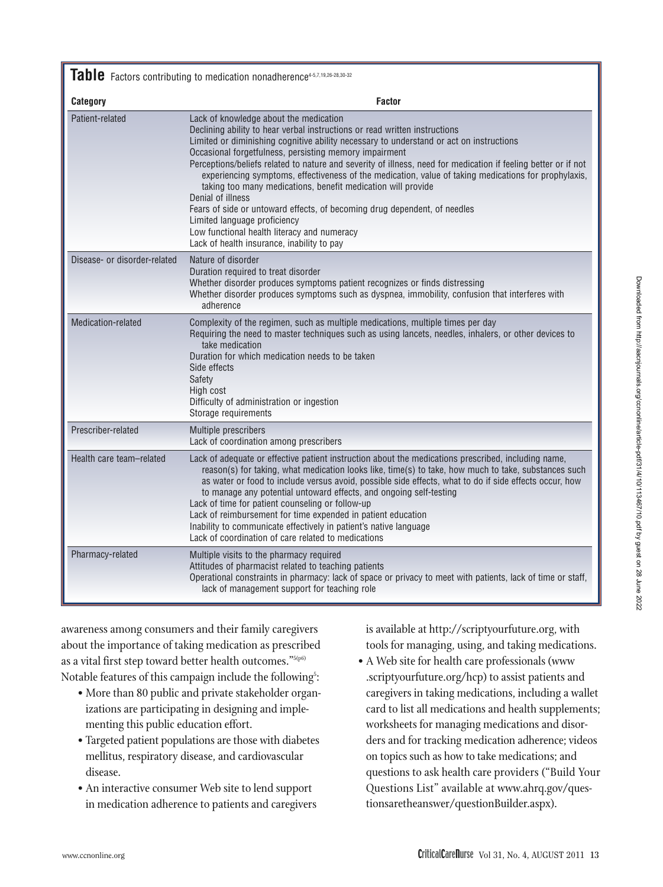**Table** Factors contributing to medication nonadherence[4-5,7,19,26-28,30-32]

| Category | Factor |
|---|---|
| Patient-related | Lack of knowledge about the medication<br>Declining ability to hear verbal instructions or read written instructions<br>Limited or diminishing cognitive ability necessary to understand or act on instructions<br>Occasional forgetfulness, persisting memory impairment<br>Perceptions/beliefs related to nature and severity of illness, need for medication if feeling better or if not experiencing symptoms, effectiveness of the medication, value of taking medications for prophylaxis, taking too many medications, benefit medication will provide<br>Denial of illness<br>Fears of side or untoward effects, of becoming drug dependent, of needles<br>Limited language proficiency<br>Low functional health literacy and numeracy<br>Lack of health insurance, inability to pay |
| Disease- or disorder-related | Nature of disorder<br>Duration required to treat disorder<br>Whether disorder produces symptoms patient recognizes or finds distressing<br>Whether disorder produces symptoms such as dyspnea, immobility, confusion that interferes with adherence |
| Medication-related | Complexity of the regimen, such as multiple medications, multiple times per day<br>Requiring the need to master techniques such as using lancets, needles, inhalers, or other devices to take medication<br>Duration for which medication needs to be taken<br>Side effects<br>Safety<br>High cost<br>Difficulty of administration or ingestion<br>Storage requirements |
| Prescriber-related | Multiple prescribers<br>Lack of coordination among prescribers |
| Health care team–related | Lack of adequate or effective patient instruction about the medications prescribed, including name, reason(s) for taking, what medication looks like, time(s) to take, how much to take, substances such as water or food to include versus avoid, possible side effects, what to do if side effects occur, how to manage any potential untoward effects, and ongoing self-testing<br>Lack of time for patient counseling or follow-up<br>Lack of reimbursement for time expended in patient education<br>Inability to communicate effectively in patient's native language<br>Lack of coordination of care related to medications |
| Pharmacy-related | Multiple visits to the pharmacy required<br>Attitudes of pharmacist related to teaching patients<br>Operational constraints in pharmacy: lack of space or privacy to meet with patients, lack of time or staff, lack of management support for teaching role |

awareness among consumers and their family caregivers about the importance of taking medication as prescribed as a vital first step toward better health outcomes."[5(p6)] Notable features of this campaign include the following[5]:

- More than 80 public and private stakeholder organizations are participating in designing and implementing this public education effort.
- Targeted patient populations are those with diabetes mellitus, respiratory disease, and cardiovascular disease.
- An interactive consumer Web site to lend support in medication adherence to patients and caregivers is available at http://scriptyourfuture.org, with tools for managing, using, and taking medications.
- A Web site for health care professionals (www.scriptyourfuture.org/hcp) to assist patients and caregivers in taking medications, including a wallet card to list all medications and health supplements; worksheets for managing medications and disorders and for tracking medication adherence; videos on topics such as how to take medications; and questions to ask health care providers ("Build Your Questions List" available at www.ahrq.gov/questionsaretheanswer/questionBuilder.aspx).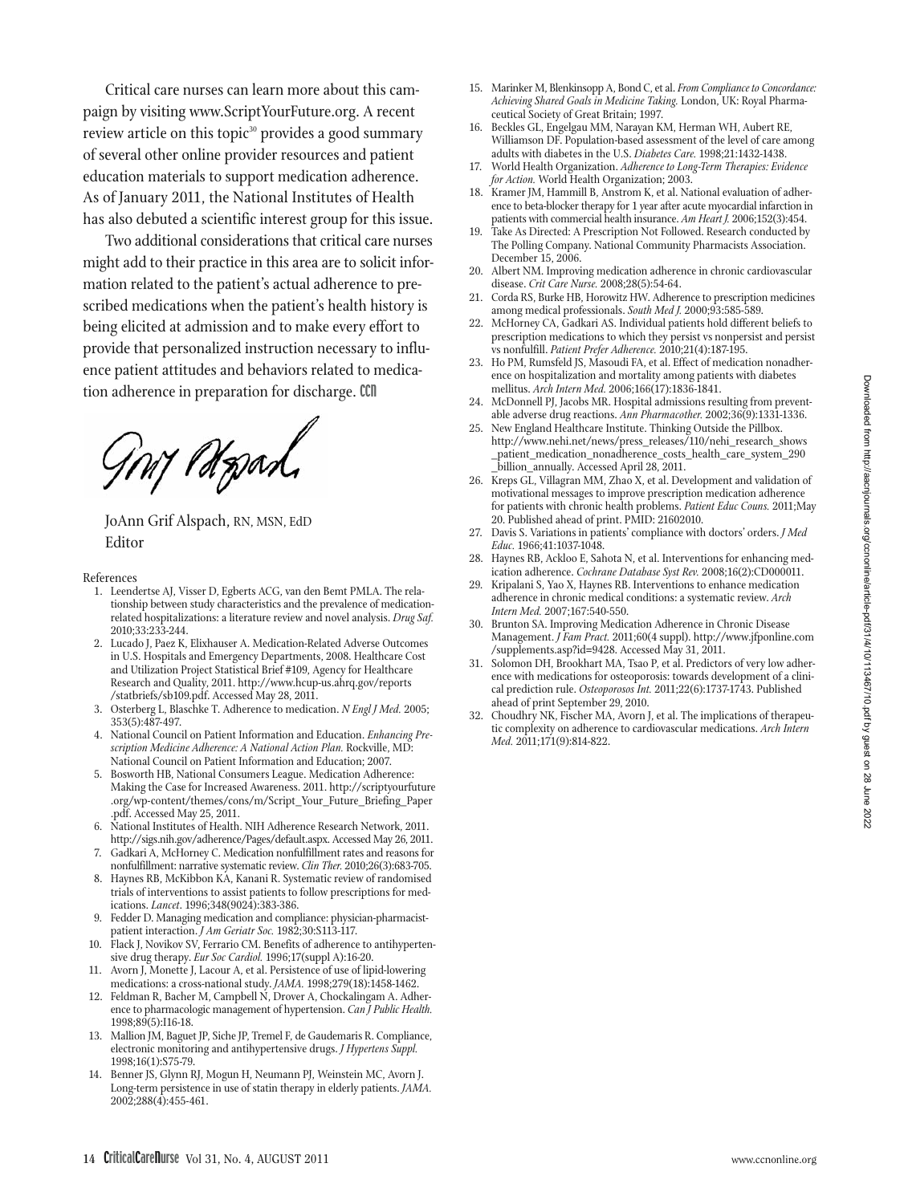Critical care nurses can learn more about this campaign by visiting www.ScriptYourFuture.org. A recent review article on this topic[30] provides a good summary of several other online provider resources and patient education materials to support medication adherence. As of January 2011, the National Institutes of Health has also debuted a scientific interest group for this issue.

Two additional considerations that critical care nurses might add to their practice in this area are to solicit information related to the patient's actual adherence to prescribed medications when the patient's health history is being elicited at admission and to make every effort to provide that personalized instruction necessary to influence patient attitudes and behaviors related to medication adherence in preparation for discharge. CCN

JoAnn Grif Alspach, RN, MSN, EdD
Editor

References

1. Leendertse AJ, Visser D, Egberts ACG, van den Bemt PMLA. The relationship between study characteristics and the prevalence of medication-related hospitalizations: a literature review and novel analysis. *Drug Saf.* 2010;33:233-244.
2. Lucado J, Paez K, Elixhauser A. Medication-Related Adverse Outcomes in U.S. Hospitals and Emergency Departments, 2008. Healthcare Cost and Utilization Project Statistical Brief #109, Agency for Healthcare Research and Quality, 2011. http://www.hcup-us.ahrq.gov/reports/statbriefs/sb109.pdf. Accessed May 28, 2011.
3. Osterberg L, Blaschke T. Adherence to medication. *N Engl J Med.* 2005;353(5):487-497.
4. National Council on Patient Information and Education. *Enhancing Prescription Medicine Adherence: A National Action Plan.* Rockville, MD: National Council on Patient Information and Education; 2007.
5. Bosworth HB, National Consumers League. Medication Adherence: Making the Case for Increased Awareness. 2011. http://scriptyourfuture.org/wp-content/themes/cons/m/Script_Your_Future_Briefing_Paper.pdf. Accessed May 25, 2011.
6. National Institutes of Health. NIH Adherence Research Network, 2011. http://sigs.nih.gov/adherence/Pages/default.aspx. Accessed May 26, 2011.
7. Gadkari A, McHorney C. Medication nonfulfillment rates and reasons for nonfulfillment: narrative systematic review. *Clin Ther.* 2010;26(3):683-705.
8. Haynes RB, McKibbon KA, Kanani R. Systematic review of randomised trials of interventions to assist patients to follow prescriptions for medications. *Lancet*. 1996;348(9024):383-386.
9. Fedder D. Managing medication and compliance: physician-pharmacist-patient interaction. *J Am Geriatr Soc.* 1982;30:S113-117.
10. Flack J, Novikov SV, Ferrario CM. Benefits of adherence to antihypertensive drug therapy. *Eur Soc Cardiol.* 1996;17(suppl A):16-20.
11. Avorn J, Monette J, Lacour A, et al. Persistence of use of lipid-lowering medications: a cross-national study. *JAMA.* 1998;279(18):1458-1462.
12. Feldman R, Bacher M, Campbell N, Drover A, Chockalingam A. Adherence to pharmacologic management of hypertension. *Can J Public Health.* 1998;89(5):I16-18.
13. Mallion JM, Baguet JP, Siche JP, Tremel F, de Gaudemaris R. Compliance, electronic monitoring and antihypertensive drugs. *J Hypertens Suppl.* 1998;16(1):S75-79.
14. Benner JS, Glynn RJ, Mogun H, Neumann PJ, Weinstein MC, Avorn J. Long-term persistence in use of statin therapy in elderly patients. *JAMA.* 2002;288(4):455-461.
15. Marinker M, Blenkinsopp A, Bond C, et al. *From Compliance to Concordance: Achieving Shared Goals in Medicine Taking.* London, UK: Royal Pharmaceutical Society of Great Britain; 1997.
16. Beckles GL, Engelgau MM, Narayan KM, Herman WH, Aubert RE, Williamson DF. Population-based assessment of the level of care among adults with diabetes in the U.S. *Diabetes Care.* 1998;21:1432-1438.
17. World Health Organization. *Adherence to Long-Term Therapies: Evidence for Action.* World Health Organization; 2003.
18. Kramer JM, Hammill B, Anstrom K, et al. National evaluation of adherence to beta-blocker therapy for 1 year after acute myocardial infarction in patients with commercial health insurance. *Am Heart J.* 2006;152(3):454.
19. Take As Directed: A Prescription Not Followed. Research conducted by The Polling Company. National Community Pharmacists Association. December 15, 2006.
20. Albert NM. Improving medication adherence in chronic cardiovascular disease. *Crit Care Nurse.* 2008;28(5):54-64.
21. Corda RS, Burke HB, Horowitz HW. Adherence to prescription medicines among medical professionals. *South Med J.* 2000;93:585-589.
22. McHorney CA, Gadkari AS. Individual patients hold different beliefs to prescription medications to which they persist vs nonpersist and persist vs nonfulfill. *Patient Prefer Adherence.* 2010;21(4):187-195.
23. Ho PM, Rumsfeld JS, Masoudi FA, et al. Effect of medication nonadherence on hospitalization and mortality among patients with diabetes mellitus. *Arch Intern Med.* 2006;166(17):1836-1841.
24. McDonnell PJ, Jacobs MR. Hospital admissions resulting from preventable adverse drug reactions. *Ann Pharmacother.* 2002;36(9):1331-1336.
25. New England Healthcare Institute. Thinking Outside the Pillbox. http://www.nehi.net/news/press_releases/110/nehi_research_shows_patient_medication_nonadherence_costs_health_care_system_290_billion_annually. Accessed April 28, 2011.
26. Kreps GL, Villagran MM, Zhao X, et al. Development and validation of motivational messages to improve prescription medication adherence for patients with chronic health problems. *Patient Educ Couns.* 2011;May 20. Published ahead of print. PMID: 21602010.
27. Davis S. Variations in patients' compliance with doctors' orders. *J Med Educ.* 1966;41:1037-1048.
28. Haynes RB, Ackloo E, Sahota N, et al. Interventions for enhancing medication adherence. *Cochrane Database Syst Rev.* 2008;16(2):CD000011.
29. Kripalani S, Yao X, Haynes RB. Interventions to enhance medication adherence in chronic medical conditions: a systematic review. *Arch Intern Med.* 2007;167:540-550.
30. Brunton SA. Improving Medication Adherence in Chronic Disease Management. *J Fam Pract.* 2011;60(4 suppl). http://www.jfponline.com/supplements.asp?id=9428. Accessed May 31, 2011.
31. Solomon DH, Brookhart MA, Tsao P, et al. Predictors of very low adherence with medications for osteoporosis: towards development of a clinical prediction rule. *Osteoporosos Int.* 2011;22(6):1737-1743. Published ahead of print September 29, 2010.
32. Choudhry NK, Fischer MA, Avorn J, et al. The implications of therapeutic complexity on adherence to cardiovascular medications. *Arch Intern Med.* 2011;171(9):814-822.